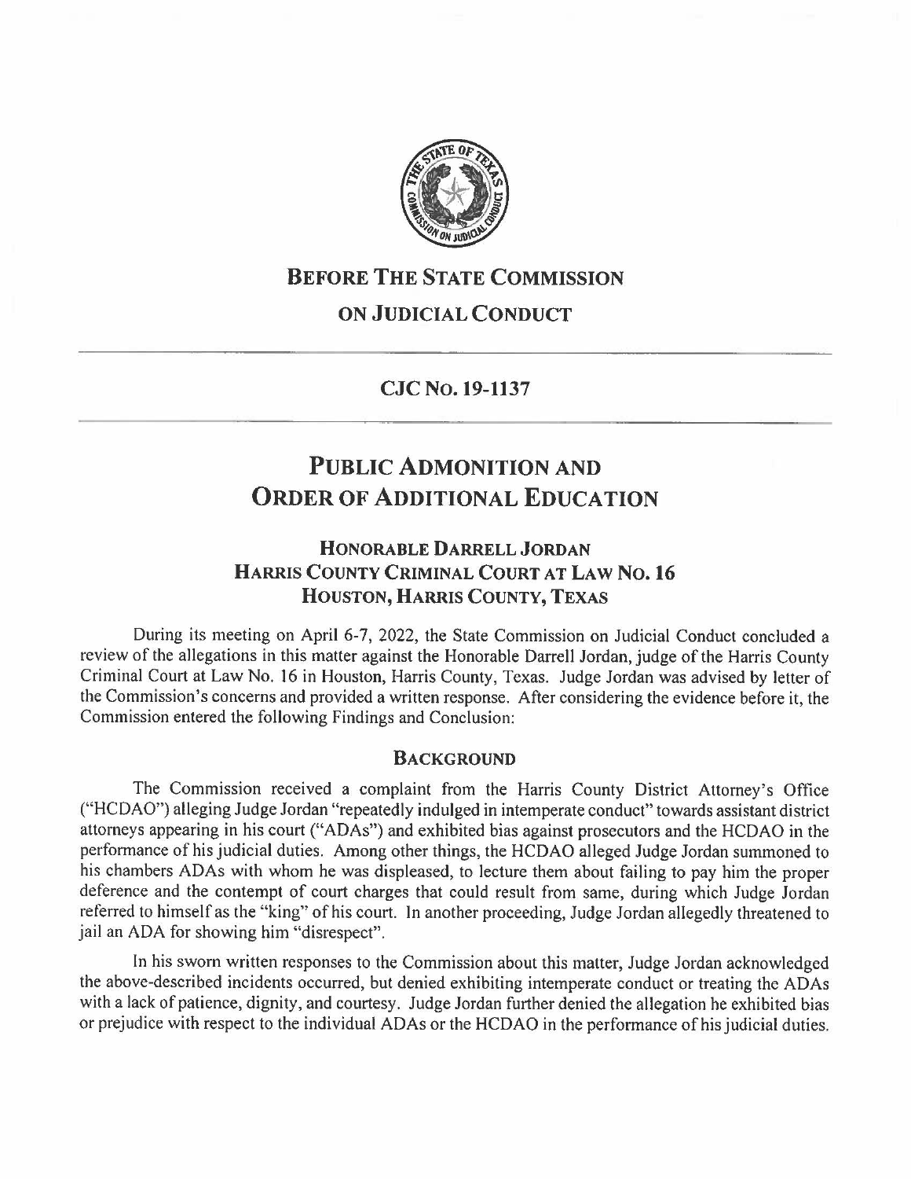# BEFORE THE STATE COMMISSION ON JUDICIAL CONDUCT

## CJC NO. 19-1137

# PUBLIC ADMONITION AND ORDER OF ADDITIONAL EDUCATION

### HONORABLE DARRELL JORDAN
### HARRIS COUNTY CRIMINAL COURT AT LAW NO. 16
### HOUSTON, HARRIS COUNTY, TEXAS

During its meeting on April 6-7, 2022, the State Commission on Judicial Conduct concluded a review of the allegations in this matter against the Honorable Darrell Jordan, judge of the Harris County Criminal Court at Law No. 16 in Houston, Harris County, Texas. Judge Jordan was advised by letter of the Commission's concerns and provided a written response. After considering the evidence before it, the Commission entered the following Findings and Conclusion:

## BACKGROUND

The Commission received a complaint from the Harris County District Attorney's Office ("HCDAO") alleging Judge Jordan "repeatedly indulged in intemperate conduct" towards assistant district attorneys appearing in his court ("ADAs") and exhibited bias against prosecutors and the HCDAO in the performance of his judicial duties. Among other things, the HCDAO alleged Judge Jordan summoned to his chambers ADAs with whom he was displeased, to lecture them about failing to pay him the proper deference and the contempt of court charges that could result from same, during which Judge Jordan referred to himself as the "king" of his court. In another proceeding, Judge Jordan allegedly threatened to jail an ADA for showing him "disrespect".

In his sworn written responses to the Commission about this matter, Judge Jordan acknowledged the above-described incidents occurred, but denied exhibiting intemperate conduct or treating the ADAs with a lack of patience, dignity, and courtesy. Judge Jordan further denied the allegation he exhibited bias or prejudice with respect to the individual ADAs or the HCDAO in the performance of his judicial duties.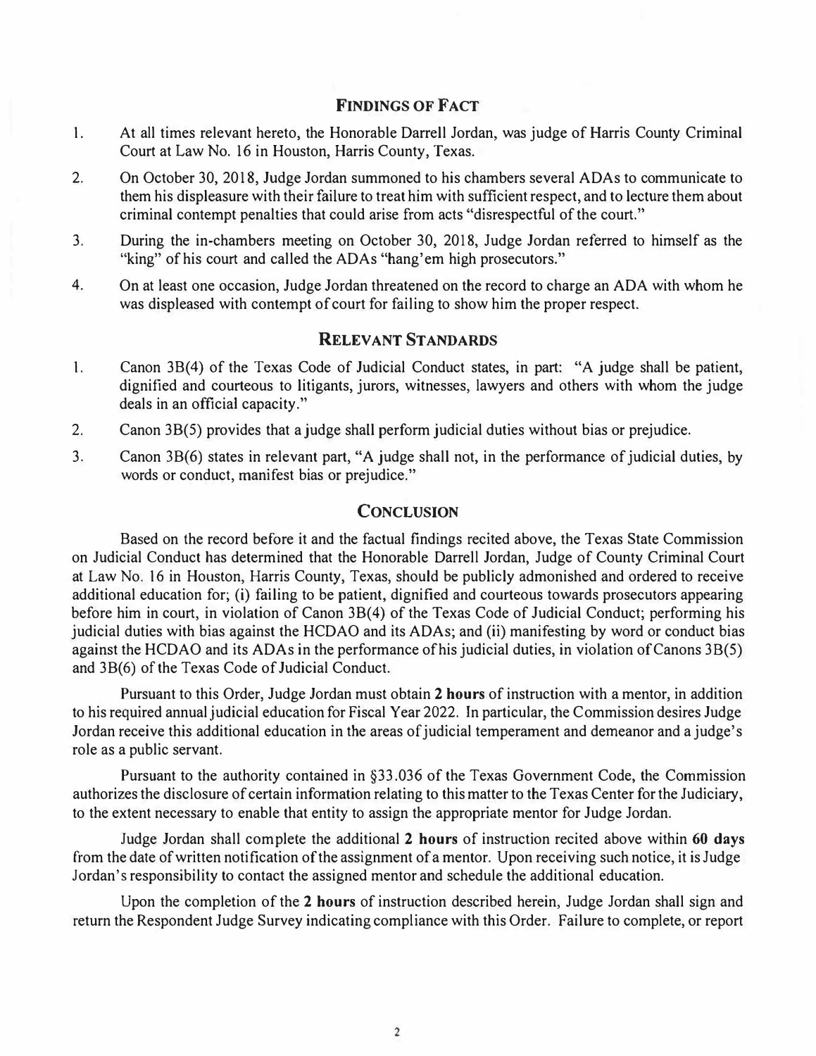## Findings of Fact

1. At all times relevant hereto, the Honorable Darrell Jordan, was judge of Harris County Criminal Court at Law No. 16 in Houston, Harris County, Texas.
2. On October 30, 2018, Judge Jordan summoned to his chambers several ADAs to communicate to them his displeasure with their failure to treat him with sufficient respect, and to lecture them about criminal contempt penalties that could arise from acts "disrespectful of the court."
3. During the in-chambers meeting on October 30, 2018, Judge Jordan referred to himself as the "king" of his court and called the ADAs "hang'em high prosecutors."
4. On at least one occasion, Judge Jordan threatened on the record to charge an ADA with whom he was displeased with contempt of court for failing to show him the proper respect.

## Relevant Standards

1. Canon 3B(4) of the Texas Code of Judicial Conduct states, in part: "A judge shall be patient, dignified and courteous to litigants, jurors, witnesses, lawyers and others with whom the judge deals in an official capacity."
2. Canon 3B(5) provides that a judge shall perform judicial duties without bias or prejudice.
3. Canon 3B(6) states in relevant part, "A judge shall not, in the performance of judicial duties, by words or conduct, manifest bias or prejudice."

## Conclusion

Based on the record before it and the factual findings recited above, the Texas State Commission on Judicial Conduct has determined that the Honorable Darrell Jordan, Judge of County Criminal Court at Law No. 16 in Houston, Harris County, Texas, should be publicly admonished and ordered to receive additional education for; (i) failing to be patient, dignified and courteous towards prosecutors appearing before him in court, in violation of Canon 3B(4) of the Texas Code of Judicial Conduct; performing his judicial duties with bias against the HCDAO and its ADAs; and (ii) manifesting by word or conduct bias against the HCDAO and its ADAs in the performance of his judicial duties, in violation of Canons 3B(5) and 3B(6) of the Texas Code of Judicial Conduct.

Pursuant to this Order, Judge Jordan must obtain **2 hours** of instruction with a mentor, in addition to his required annual judicial education for Fiscal Year 2022. In particular, the Commission desires Judge Jordan receive this additional education in the areas of judicial temperament and demeanor and a judge's role as a public servant.

Pursuant to the authority contained in §33.036 of the Texas Government Code, the Commission authorizes the disclosure of certain information relating to this matter to the Texas Center for the Judiciary, to the extent necessary to enable that entity to assign the appropriate mentor for Judge Jordan.

Judge Jordan shall complete the additional **2 hours** of instruction recited above within **60 days** from the date of written notification of the assignment of a mentor. Upon receiving such notice, it is Judge Jordan's responsibility to contact the assigned mentor and schedule the additional education.

Upon the completion of the **2 hours** of instruction described herein, Judge Jordan shall sign and return the Respondent Judge Survey indicating compliance with this Order. Failure to complete, or report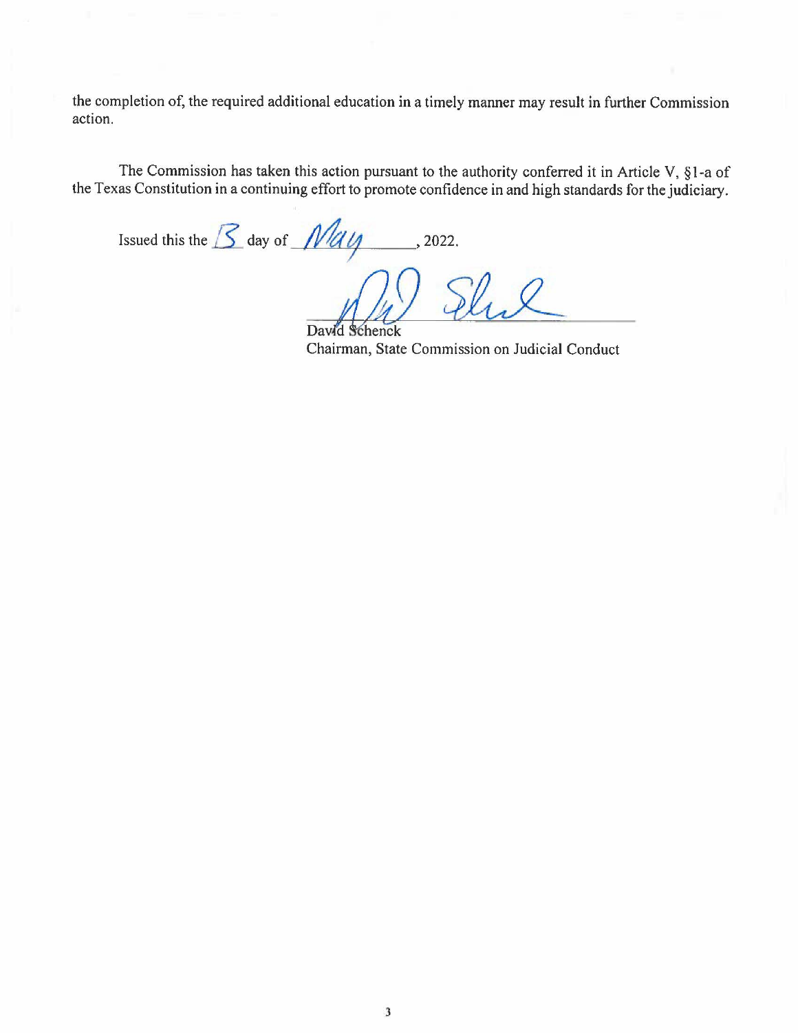the completion of, the required additional education in a timely manner may result in further Commission action.

The Commission has taken this action pursuant to the authority conferred it in Article V, §1-a of the Texas Constitution in a continuing effort to promote confidence in and high standards for the judiciary.

Issued this the 13 day of May, 2022.

David Schenck
Chairman, State Commission on Judicial Conduct